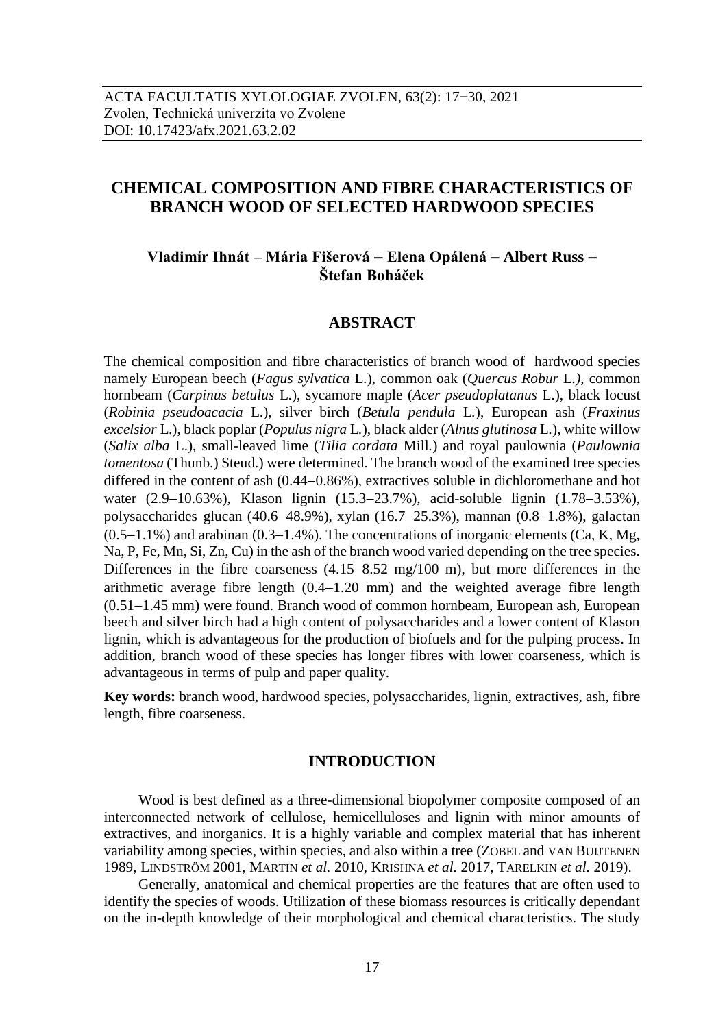ACTA FACULTATIS XYLOLOGIAE ZVOLEN, 63(2): 17−30, 2021
Zvolen, Technická univerzita vo Zvolene
DOI: 10.17423/afx.2021.63.2.02

# CHEMICAL COMPOSITION AND FIBRE CHARACTERISTICS OF BRANCH WOOD OF SELECTED HARDWOOD SPECIES

**Vladimír Ihnát – Mária Fišerová – Elena Opálená – Albert Russ – Štefan Boháček**

## ABSTRACT

The chemical composition and fibre characteristics of branch wood of hardwood species namely European beech (*Fagus sylvatica* L.), common oak (*Quercus Robur* L.*)*, common hornbeam (*Carpinus betulus* L.), sycamore maple (*Acer pseudoplatanus* L.), black locust (*Robinia pseudoacacia* L.), silver birch (*Betula pendula* L.), European ash (*Fraxinus excelsior* L.), black poplar (*Populus nigra* L.), black alder (*Alnus glutinosa* L.), white willow (*Salix alba* L.), small-leaved lime (*Tilia cordata* Mill.) and royal paulownia (*Paulownia tomentosa* (Thunb.) Steud.) were determined. The branch wood of the examined tree species differed in the content of ash (0.44−0.86%), extractives soluble in dichloromethane and hot water (2.9−10.63%), Klason lignin (15.3−23.7%), acid-soluble lignin (1.78−3.53%), polysaccharides glucan (40.6−48.9%), xylan (16.7−25.3%), mannan (0.8−1.8%), galactan (0.5−1.1%) and arabinan (0.3−1.4%). The concentrations of inorganic elements (Ca, K, Mg, Na, P, Fe, Mn, Si, Zn, Cu) in the ash of the branch wood varied depending on the tree species. Differences in the fibre coarseness (4.15−8.52 mg/100 m), but more differences in the arithmetic average fibre length (0.4−1.20 mm) and the weighted average fibre length (0.51−1.45 mm) were found. Branch wood of common hornbeam, European ash, European beech and silver birch had a high content of polysaccharides and a lower content of Klason lignin, which is advantageous for the production of biofuels and for the pulping process. In addition, branch wood of these species has longer fibres with lower coarseness, which is advantageous in terms of pulp and paper quality.

**Key words:** branch wood, hardwood species, polysaccharides, lignin, extractives, ash, fibre length, fibre coarseness.

## INTRODUCTION

Wood is best defined as a three-dimensional biopolymer composite composed of an interconnected network of cellulose, hemicelluloses and lignin with minor amounts of extractives, and inorganics. It is a highly variable and complex material that has inherent variability among species, within species, and also within a tree (ZOBEL and VAN BUIJTENEN 1989, LINDSTRÖM 2001, MARTIN *et al.* 2010, KRISHNA *et al.* 2017, TARELKIN *et al.* 2019).

Generally, anatomical and chemical properties are the features that are often used to identify the species of woods. Utilization of these biomass resources is critically dependant on the in-depth knowledge of their morphological and chemical characteristics. The study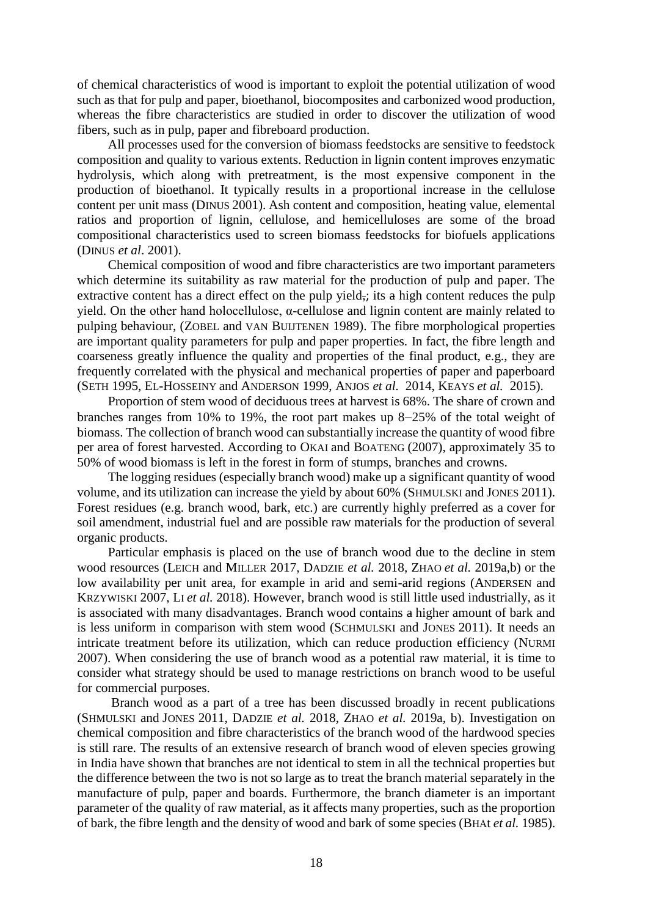of chemical characteristics of wood is important to exploit the potential utilization of wood such as that for pulp and paper, bioethanol, biocomposites and carbonized wood production, whereas the fibre characteristics are studied in order to discover the utilization of wood fibers, such as in pulp, paper and fibreboard production.

All processes used for the conversion of biomass feedstocks are sensitive to feedstock composition and quality to various extents. Reduction in lignin content improves enzymatic hydrolysis, which along with pretreatment, is the most expensive component in the production of bioethanol. It typically results in a proportional increase in the cellulose content per unit mass (DINUS 2001). Ash content and composition, heating value, elemental ratios and proportion of lignin, cellulose, and hemicelluloses are some of the broad compositional characteristics used to screen biomass feedstocks for biofuels applications (DINUS *et al*. 2001).

Chemical composition of wood and fibre characteristics are two important parameters which determine its suitability as raw material for the production of pulp and paper. The extractive content has a direct effect on the pulp yield,; its a high content reduces the pulp yield. On the other hand holocellulose, α-cellulose and lignin content are mainly related to pulping behaviour, (ZOBEL and VAN BUIJTENEN 1989). The fibre morphological properties are important quality parameters for pulp and paper properties. In fact, the fibre length and coarseness greatly influence the quality and properties of the final product, e.g., they are frequently correlated with the physical and mechanical properties of paper and paperboard (SETH 1995, EL-HOSSEINY and ANDERSON 1999, ANJOS *et al.* 2014, KEAYS *et al.* 2015).

Proportion of stem wood of deciduous trees at harvest is 68%. The share of crown and branches ranges from 10% to 19%, the root part makes up 8–25% of the total weight of biomass. The collection of branch wood can substantially increase the quantity of wood fibre per area of forest harvested. According to OKAI and BOATENG (2007), approximately 35 to 50% of wood biomass is left in the forest in form of stumps, branches and crowns.

The logging residues (especially branch wood) make up a significant quantity of wood volume, and its utilization can increase the yield by about 60% (SHMULSKI and JONES 2011). Forest residues (e.g. branch wood, bark, etc.) are currently highly preferred as a cover for soil amendment, industrial fuel and are possible raw materials for the production of several organic products.

Particular emphasis is placed on the use of branch wood due to the decline in stem wood resources (LEICH and MILLER 2017, DADZIE *et al.* 2018, ZHAO *et al.* 2019a,b) or the low availability per unit area, for example in arid and semi-arid regions (ANDERSEN and KRZYWISKI 2007, LI *et al.* 2018). However, branch wood is still little used industrially, as it is associated with many disadvantages. Branch wood contains a higher amount of bark and is less uniform in comparison with stem wood (SCHMULSKI and JONES 2011). It needs an intricate treatment before its utilization, which can reduce production efficiency (NURMI 2007). When considering the use of branch wood as a potential raw material, it is time to consider what strategy should be used to manage restrictions on branch wood to be useful for commercial purposes.

Branch wood as a part of a tree has been discussed broadly in recent publications (SHMULSKI and JONES 2011, DADZIE *et al.* 2018, ZHAO *et al.* 2019a, b). Investigation on chemical composition and fibre characteristics of the branch wood of the hardwood species is still rare. The results of an extensive research of branch wood of eleven species growing in India have shown that branches are not identical to stem in all the technical properties but the difference between the two is not so large as to treat the branch material separately in the manufacture of pulp, paper and boards. Furthermore, the branch diameter is an important parameter of the quality of raw material, as it affects many properties, such as the proportion of bark, the fibre length and the density of wood and bark of some species (BHAT *et al.* 1985).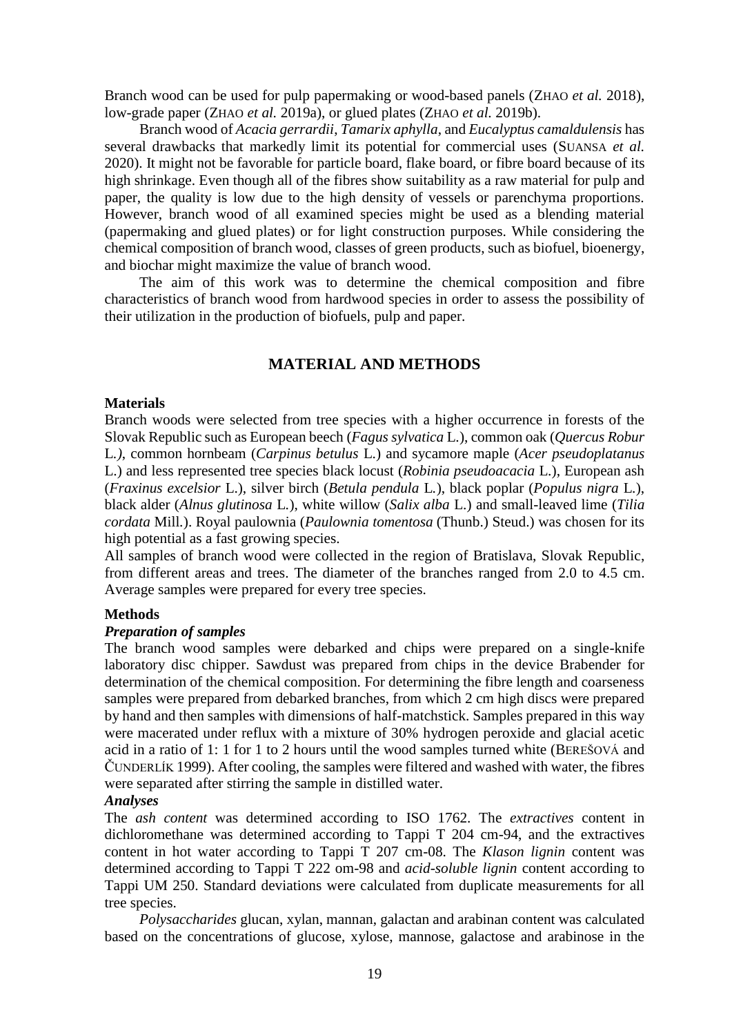Branch wood can be used for pulp papermaking or wood-based panels (ZHAO *et al.* 2018), low-grade paper (ZHAO *et al.* 2019a), or glued plates (ZHAO *et al.* 2019b).

Branch wood of *Acacia gerrardii*, *Tamarix aphylla*, and *Eucalyptus camaldulensis* has several drawbacks that markedly limit its potential for commercial uses (SUANSA *et al.* 2020). It might not be favorable for particle board, flake board, or fibre board because of its high shrinkage. Even though all of the fibres show suitability as a raw material for pulp and paper, the quality is low due to the high density of vessels or parenchyma proportions. However, branch wood of all examined species might be used as a blending material (papermaking and glued plates) or for light construction purposes. While considering the chemical composition of branch wood, classes of green products, such as biofuel, bioenergy, and biochar might maximize the value of branch wood.

The aim of this work was to determine the chemical composition and fibre characteristics of branch wood from hardwood species in order to assess the possibility of their utilization in the production of biofuels, pulp and paper.

## MATERIAL AND METHODS

### Materials

Branch woods were selected from tree species with a higher occurrence in forests of the Slovak Republic such as European beech (*Fagus sylvatica* L.), common oak (*Quercus Robur* L.*)*, common hornbeam (*Carpinus betulus* L.) and sycamore maple (*Acer pseudoplatanus* L.) and less represented tree species black locust (*Robinia pseudoacacia* L.), European ash (*Fraxinus excelsior* L.), silver birch (*Betula pendula* L.), black poplar (*Populus nigra* L.), black alder (*Alnus glutinosa* L.), white willow (*Salix alba* L.) and small-leaved lime (*Tilia cordata* Mill.). Royal paulownia (*Paulownia tomentosa* (Thunb.) Steud.) was chosen for its high potential as a fast growing species.

All samples of branch wood were collected in the region of Bratislava, Slovak Republic, from different areas and trees. The diameter of the branches ranged from 2.0 to 4.5 cm. Average samples were prepared for every tree species.

### Methods

#### *Preparation of samples*

The branch wood samples were debarked and chips were prepared on a single-knife laboratory disc chipper. Sawdust was prepared from chips in the device Brabender for determination of the chemical composition. For determining the fibre length and coarseness samples were prepared from debarked branches, from which 2 cm high discs were prepared by hand and then samples with dimensions of half-matchstick. Samples prepared in this way were macerated under reflux with a mixture of 30% hydrogen peroxide and glacial acetic acid in a ratio of 1: 1 for 1 to 2 hours until the wood samples turned white (BEREŠOVÁ and ČUNDERLÍK 1999). After cooling, the samples were filtered and washed with water, the fibres were separated after stirring the sample in distilled water.

#### *Analyses*

The *ash content* was determined according to ISO 1762. The *extractives* content in dichloromethane was determined according to Tappi T 204 cm-94, and the extractives content in hot water according to Tappi T 207 cm-08. The *Klason lignin* content was determined according to Tappi T 222 om-98 and *acid-soluble lignin* content according to Tappi UM 250. Standard deviations were calculated from duplicate measurements for all tree species.

*Polysaccharides* glucan, xylan, mannan, galactan and arabinan content was calculated based on the concentrations of glucose, xylose, mannose, galactose and arabinose in the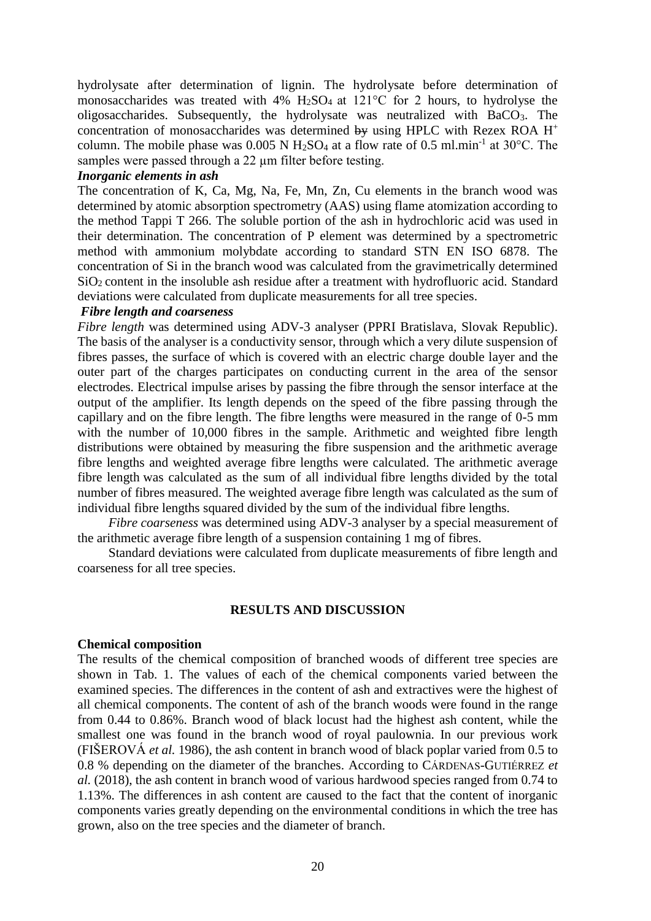hydrolysate after determination of lignin. The hydrolysate before determination of monosaccharides was treated with 4% $H_2SO_4$ at 121°C for 2 hours, to hydrolyse the oligosaccharides. Subsequently, the hydrolysate was neutralized with $BaCO_3$. The concentration of monosaccharides was determined ~~by~~ using HPLC with Rezex ROA $H^+$ column. The mobile phase was 0.005 N $H_2SO_4$ at a flow rate of 0.5 ml.min$^{-1}$ at 30°C. The samples were passed through a 22 μm filter before testing.

***Inorganic elements in ash***

The concentration of K, Ca, Mg, Na, Fe, Mn, Zn, Cu elements in the branch wood was determined by atomic absorption spectrometry (AAS) using flame atomization according to the method Tappi T 266. The soluble portion of the ash in hydrochloric acid was used in their determination. The concentration of P element was determined by a spectrometric method with ammonium molybdate according to standard STN EN ISO 6878. The concentration of Si in the branch wood was calculated from the gravimetrically determined $SiO_2$ content in the insoluble ash residue after a treatment with hydrofluoric acid. Standard deviations were calculated from duplicate measurements for all tree species.

***Fibre length and coarseness***

*Fibre length* was determined using ADV-3 analyser (PPRI Bratislava, Slovak Republic). The basis of the analyser is a conductivity sensor, through which a very dilute suspension of fibres passes, the surface of which is covered with an electric charge double layer and the outer part of the charges participates on conducting current in the area of the sensor electrodes. Electrical impulse arises by passing the fibre through the sensor interface at the output of the amplifier. Its length depends on the speed of the fibre passing through the capillary and on the fibre length. The fibre lengths were measured in the range of 0-5 mm with the number of 10,000 fibres in the sample. Arithmetic and weighted fibre length distributions were obtained by measuring the fibre suspension and the arithmetic average fibre lengths and weighted average fibre lengths were calculated. The arithmetic average fibre length was calculated as the sum of all individual fibre lengths divided by the total number of fibres measured. The weighted average fibre length was calculated as the sum of individual fibre lengths squared divided by the sum of the individual fibre lengths.

*Fibre coarseness* was determined using ADV-3 analyser by a special measurement of the arithmetic average fibre length of a suspension containing 1 mg of fibres.

Standard deviations were calculated from duplicate measurements of fibre length and coarseness for all tree species.

## RESULTS AND DISCUSSION

**Chemical composition**

The results of the chemical composition of branched woods of different tree species are shown in Tab. 1. The values of each of the chemical components varied between the examined species. The differences in the content of ash and extractives were the highest of all chemical components. The content of ash of the branch woods were found in the range from 0.44 to 0.86%. Branch wood of black locust had the highest ash content, while the smallest one was found in the branch wood of royal paulownia. In our previous work (FIŠEROVÁ *et al.* 1986), the ash content in branch wood of black poplar varied from 0.5 to 0.8 % depending on the diameter of the branches. According to CÁRDENAS-GUTIÉRREZ *et al.* (2018), the ash content in branch wood of various hardwood species ranged from 0.74 to 1.13%. The differences in ash content are caused to the fact that the content of inorganic components varies greatly depending on the environmental conditions in which the tree has grown, also on the tree species and the diameter of branch.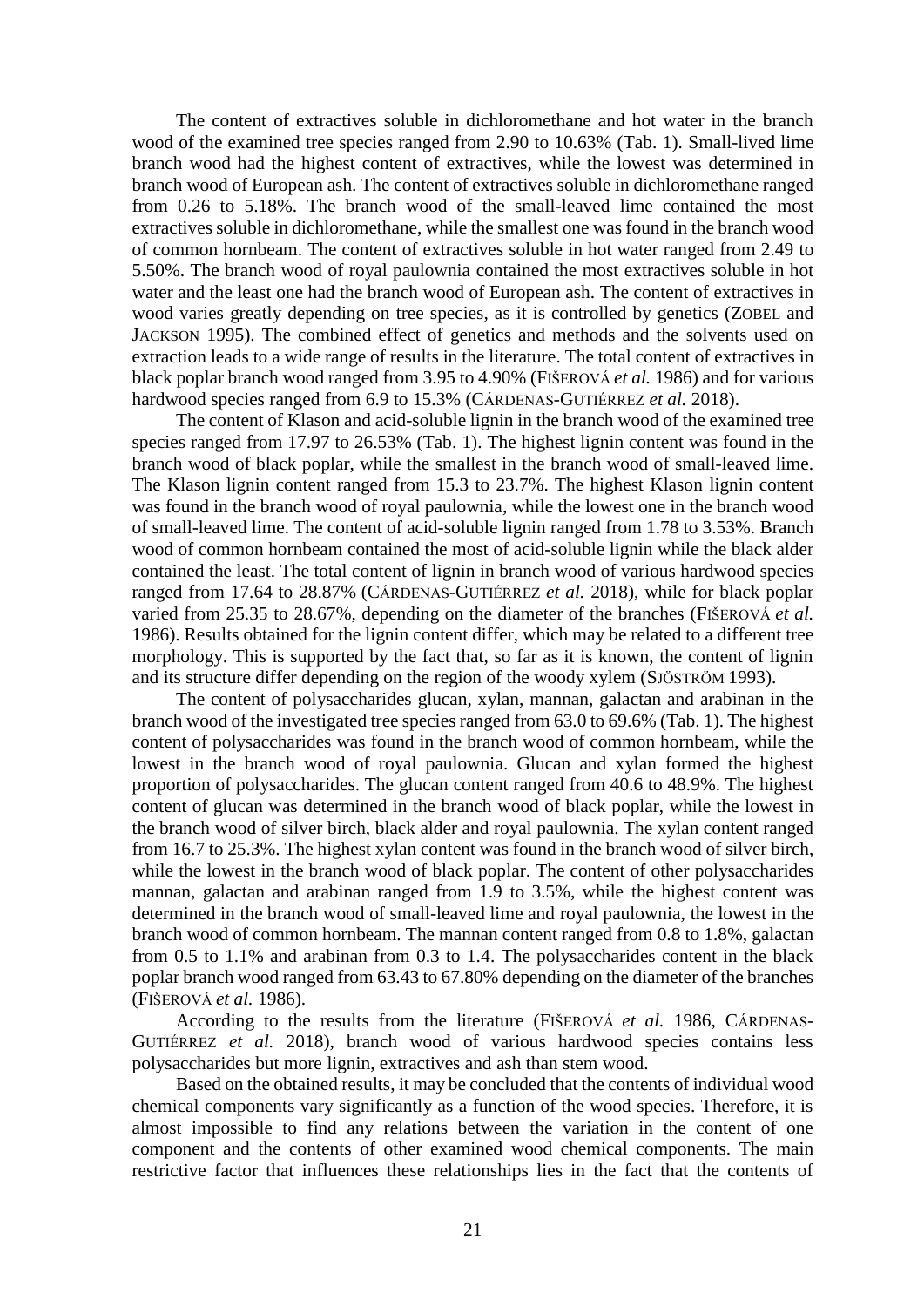The content of extractives soluble in dichloromethane and hot water in the branch wood of the examined tree species ranged from 2.90 to 10.63% (Tab. 1). Small-lived lime branch wood had the highest content of extractives, while the lowest was determined in branch wood of European ash. The content of extractives soluble in dichloromethane ranged from 0.26 to 5.18%. The branch wood of the small-leaved lime contained the most extractives soluble in dichloromethane, while the smallest one was found in the branch wood of common hornbeam. The content of extractives soluble in hot water ranged from 2.49 to 5.50%. The branch wood of royal paulownia contained the most extractives soluble in hot water and the least one had the branch wood of European ash. The content of extractives in wood varies greatly depending on tree species, as it is controlled by genetics (ZOBEL and JACKSON 1995). The combined effect of genetics and methods and the solvents used on extraction leads to a wide range of results in the literature. The total content of extractives in black poplar branch wood ranged from 3.95 to 4.90% (FIŠEROVÁ *et al.* 1986) and for various hardwood species ranged from 6.9 to 15.3% (CÁRDENAS-GUTIÉRREZ *et al.* 2018).

The content of Klason and acid-soluble lignin in the branch wood of the examined tree species ranged from 17.97 to 26.53% (Tab. 1). The highest lignin content was found in the branch wood of black poplar, while the smallest in the branch wood of small-leaved lime. The Klason lignin content ranged from 15.3 to 23.7%. The highest Klason lignin content was found in the branch wood of royal paulownia, while the lowest one in the branch wood of small-leaved lime. The content of acid-soluble lignin ranged from 1.78 to 3.53%. Branch wood of common hornbeam contained the most of acid-soluble lignin while the black alder contained the least. The total content of lignin in branch wood of various hardwood species ranged from 17.64 to 28.87% (CÁRDENAS-GUTIÉRREZ *et al.* 2018), while for black poplar varied from 25.35 to 28.67%, depending on the diameter of the branches (FIŠEROVÁ *et al.* 1986). Results obtained for the lignin content differ, which may be related to a different tree morphology. This is supported by the fact that, so far as it is known, the content of lignin and its structure differ depending on the region of the woody xylem (SJÖSTRÖM 1993).

The content of polysaccharides glucan, xylan, mannan, galactan and arabinan in the branch wood of the investigated tree species ranged from 63.0 to 69.6% (Tab. 1). The highest content of polysaccharides was found in the branch wood of common hornbeam, while the lowest in the branch wood of royal paulownia. Glucan and xylan formed the highest proportion of polysaccharides. The glucan content ranged from 40.6 to 48.9%. The highest content of glucan was determined in the branch wood of black poplar, while the lowest in the branch wood of silver birch, black alder and royal paulownia. The xylan content ranged from 16.7 to 25.3%. The highest xylan content was found in the branch wood of silver birch, while the lowest in the branch wood of black poplar. The content of other polysaccharides mannan, galactan and arabinan ranged from 1.9 to 3.5%, while the highest content was determined in the branch wood of small-leaved lime and royal paulownia, the lowest in the branch wood of common hornbeam. The mannan content ranged from 0.8 to 1.8%, galactan from 0.5 to 1.1% and arabinan from 0.3 to 1.4. The polysaccharides content in the black poplar branch wood ranged from 63.43 to 67.80% depending on the diameter of the branches (FIŠEROVÁ *et al.* 1986).

According to the results from the literature (FIŠEROVÁ *et al.* 1986, CÁRDENAS-GUTIÉRREZ *et al.* 2018), branch wood of various hardwood species contains less polysaccharides but more lignin, extractives and ash than stem wood.

Based on the obtained results, it may be concluded that the contents of individual wood chemical components vary significantly as a function of the wood species. Therefore, it is almost impossible to find any relations between the variation in the content of one component and the contents of other examined wood chemical components. The main restrictive factor that influences these relationships lies in the fact that the contents of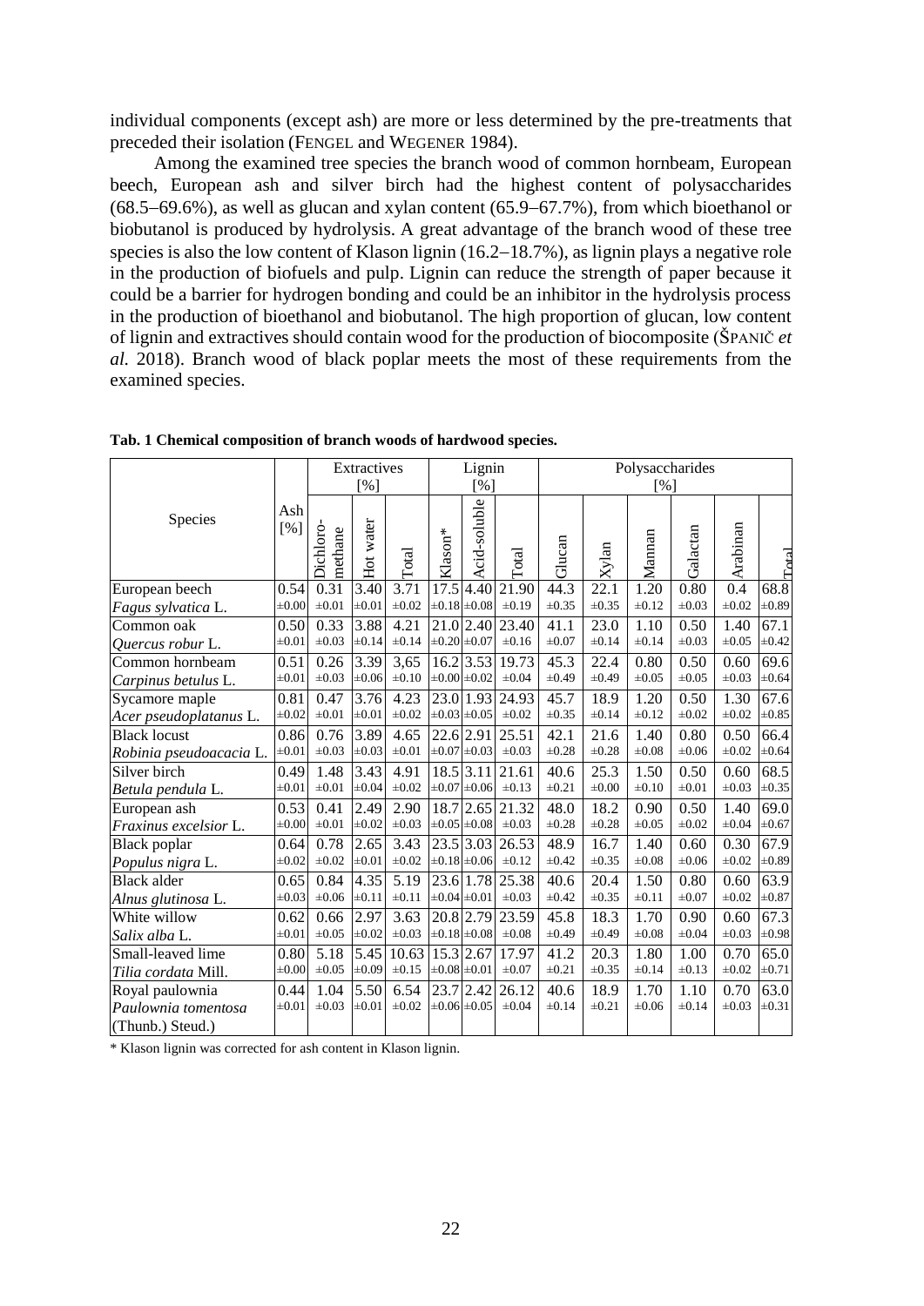individual components (except ash) are more or less determined by the pre-treatments that preceded their isolation (FENGEL and WEGENER 1984).

Among the examined tree species the branch wood of common hornbeam, European beech, European ash and silver birch had the highest content of polysaccharides (68.5–69.6%), as well as glucan and xylan content (65.9–67.7%), from which bioethanol or biobutanol is produced by hydrolysis. A great advantage of the branch wood of these tree species is also the low content of Klason lignin (16.2–18.7%), as lignin plays a negative role in the production of biofuels and pulp. Lignin can reduce the strength of paper because it could be a barrier for hydrogen bonding and could be an inhibitor in the hydrolysis process in the production of bioethanol and biobutanol. The high proportion of glucan, low content of lignin and extractives should contain wood for the production of biocomposite (ŠPANIČ *et al.* 2018). Branch wood of black poplar meets the most of these requirements from the examined species.

**Tab. 1 Chemical composition of branch woods of hardwood species.**

| Species | Ash [%] | Extractives [%] | | | Lignin [%] | | | Polysaccharides [%] | | | | | |
|---|---|---|---|---|---|---|---|---|---|---|---|---|---|
| | | Dichloro-methane | Hot water | Total | Klason* | Acid-soluble | Total | Glucan | Xylan | Mannan | Galactan | Arabinan | Total |
| European beech *Fagus sylvatica* L. | 0.54 ±0.00 | 0.31 ±0.01 | 3.40 ±0.01 | 3.71 ±0.02 | 17.5 ±0.18 | 4.40 ±0.08 | 21.90 ±0.19 | 44.3 ±0.35 | 22.1 ±0.35 | 1.20 ±0.12 | 0.80 ±0.03 | 0.4 ±0.02 | 68.8 ±0.89 |
| Common oak *Quercus robur* L. | 0.50 ±0.01 | 0.33 ±0.03 | 3.88 ±0.14 | 4.21 ±0.14 | 21.0 ±0.20 | 2.40 ±0.07 | 23.40 ±0.16 | 41.1 ±0.07 | 23.0 ±0.14 | 1.10 ±0.14 | 0.50 ±0.03 | 1.40 ±0.05 | 67.1 ±0.42 |
| Common hornbeam *Carpinus betulus* L. | 0.51 ±0.01 | 0.26 ±0.03 | 3.39 ±0.06 | 3,65 ±0.10 | 16.2 ±0.00 | 3.53 ±0.02 | 19.73 ±0.04 | 45.3 ±0.49 | 22.4 ±0.49 | 0.80 ±0.05 | 0.50 ±0.05 | 0.60 ±0.03 | 69.6 ±0.64 |
| Sycamore maple *Acer pseudoplatanus* L. | 0.81 ±0.02 | 0.47 ±0.01 | 3.76 ±0.01 | 4.23 ±0.02 | 23.0 ±0.03 | 1.93 ±0.05 | 24.93 ±0.02 | 45.7 ±0.35 | 18.9 ±0.14 | 1.20 ±0.12 | 0.50 ±0.02 | 1.30 ±0.02 | 67.6 ±0.85 |
| Black locust *Robinia pseudoacacia* L. | 0.86 ±0.01 | 0.76 ±0.03 | 3.89 ±0.03 | 4.65 ±0.01 | 22.6 ±0.07 | 2.91 ±0.03 | 25.51 ±0.03 | 42.1 ±0.28 | 21.6 ±0.28 | 1.40 ±0.08 | 0.80 ±0.06 | 0.50 ±0.02 | 66.4 ±0.64 |
| Silver birch *Betula pendula* L. | 0.49 ±0.01 | 1.48 ±0.01 | 3.43 ±0.04 | 4.91 ±0.02 | 18.5 ±0.07 | 3.11 ±0.06 | 21.61 ±0.13 | 40.6 ±0.21 | 25.3 ±0.00 | 1.50 ±0.10 | 0.50 ±0.01 | 0.60 ±0.03 | 68.5 ±0.35 |
| European ash *Fraxinus excelsior* L. | 0.53 ±0.00 | 0.41 ±0.01 | 2.49 ±0.02 | 2.90 ±0.03 | 18.7 ±0.05 | 2.65 ±0.08 | 21.32 ±0.03 | 48.0 ±0.28 | 18.2 ±0.28 | 0.90 ±0.05 | 0.50 ±0.02 | 1.40 ±0.04 | 69.0 ±0.67 |
| Black poplar *Populus nigra* L. | 0.64 ±0.02 | 0.78 ±0.02 | 2.65 ±0.01 | 3.43 ±0.02 | 23.5 ±0.18 | 3.03 ±0.06 | 26.53 ±0.12 | 48.9 ±0.42 | 16.7 ±0.35 | 1.40 ±0.08 | 0.60 ±0.06 | 0.30 ±0.02 | 67.9 ±0.89 |
| Black alder *Alnus glutinosa* L. | 0.65 ±0.03 | 0.84 ±0.06 | 4.35 ±0.11 | 5.19 ±0.11 | 23.6 ±0.04 | 1.78 ±0.01 | 25.38 ±0.03 | 40.6 ±0.42 | 20.4 ±0.35 | 1.50 ±0.11 | 0.80 ±0.07 | 0.60 ±0.02 | 63.9 ±0.87 |
| White willow *Salix alba* L. | 0.62 ±0.01 | 0.66 ±0.05 | 2.97 ±0.02 | 3.63 ±0.03 | 20.8 ±0.18 | 2.79 ±0.08 | 23.59 ±0.08 | 45.8 ±0.49 | 18.3 ±0.49 | 1.70 ±0.08 | 0.90 ±0.04 | 0.60 ±0.03 | 67.3 ±0.98 |
| Small-leaved lime *Tilia cordata* Mill. | 0.80 ±0.00 | 5.18 ±0.05 | 5.45 ±0.09 | 10.63 ±0.15 | 15.3 ±0.08 | 2.67 ±0.01 | 17.97 ±0.07 | 41.2 ±0.21 | 20.3 ±0.35 | 1.80 ±0.14 | 1.00 ±0.13 | 0.70 ±0.02 | 65.0 ±0.71 |
| Royal paulownia *Paulownia tomentosa* (Thunb.) Steud.) | 0.44 ±0.01 | 1.04 ±0.03 | 5.50 ±0.01 | 6.54 ±0.02 | 23.7 ±0.06 | 2.42 ±0.05 | 26.12 ±0.04 | 40.6 ±0.14 | 18.9 ±0.21 | 1.70 ±0.06 | 1.10 ±0.14 | 0.70 ±0.03 | 63.0 ±0.31 |

\* Klason lignin was corrected for ash content in Klason lignin.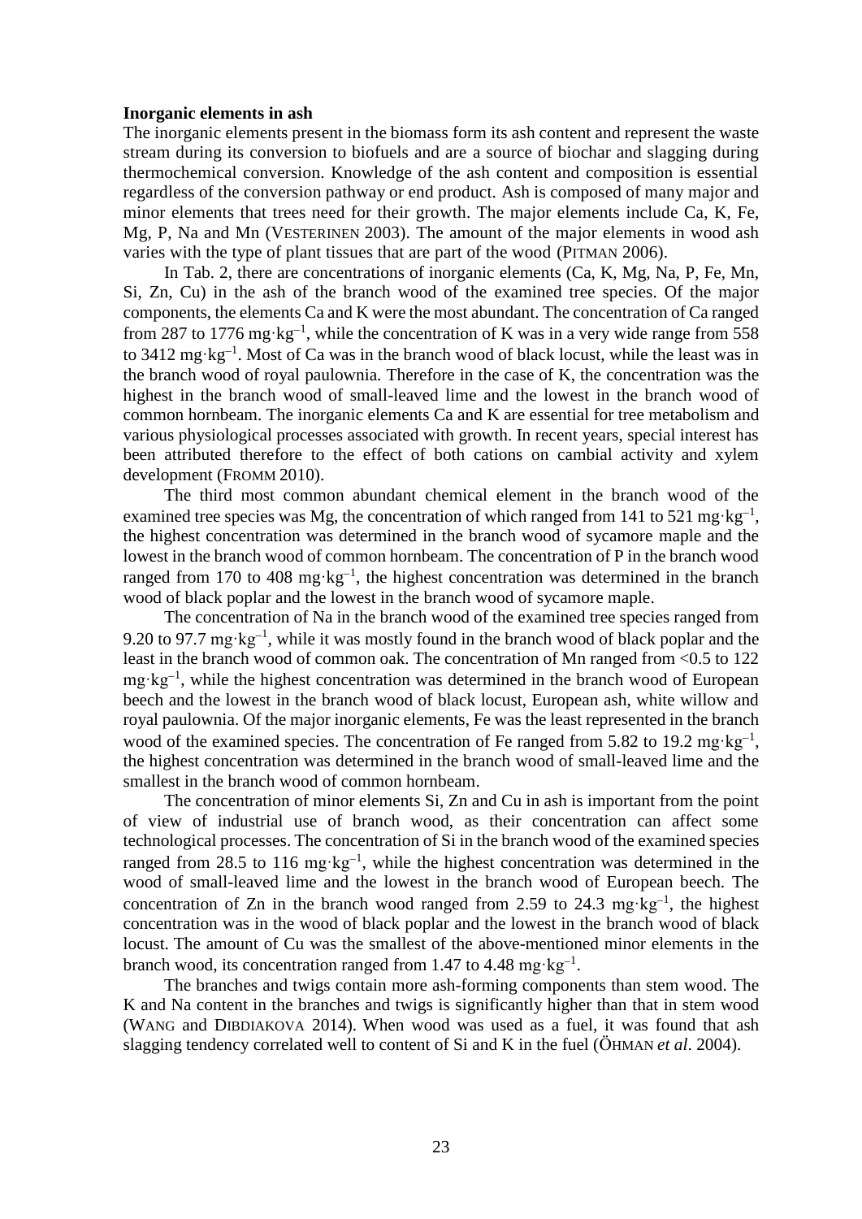**Inorganic elements in ash**

The inorganic elements present in the biomass form its ash content and represent the waste stream during its conversion to biofuels and are a source of biochar and slagging during thermochemical conversion. Knowledge of the ash content and composition is essential regardless of the conversion pathway or end product. Ash is composed of many major and minor elements that trees need for their growth. The major elements include Ca, K, Fe, Mg, P, Na and Mn (VESTERINEN 2003). The amount of the major elements in wood ash varies with the type of plant tissues that are part of the wood (PITMAN 2006).

In Tab. 2, there are concentrations of inorganic elements (Ca, K, Mg, Na, P, Fe, Mn, Si, Zn, Cu) in the ash of the branch wood of the examined tree species. Of the major components, the elements Ca and K were the most abundant. The concentration of Ca ranged from 287 to 1776 $mg \cdot kg^{-1}$, while the concentration of K was in a very wide range from 558 to 3412 $mg \cdot kg^{-1}$. Most of Ca was in the branch wood of black locust, while the least was in the branch wood of royal paulownia. Therefore in the case of K, the concentration was the highest in the branch wood of small-leaved lime and the lowest in the branch wood of common hornbeam. The inorganic elements Ca and K are essential for tree metabolism and various physiological processes associated with growth. In recent years, special interest has been attributed therefore to the effect of both cations on cambial activity and xylem development (FROMM 2010).

The third most common abundant chemical element in the branch wood of the examined tree species was Mg, the concentration of which ranged from 141 to 521 $mg \cdot kg^{-1}$, the highest concentration was determined in the branch wood of sycamore maple and the lowest in the branch wood of common hornbeam. The concentration of P in the branch wood ranged from 170 to 408 $mg \cdot kg^{-1}$, the highest concentration was determined in the branch wood of black poplar and the lowest in the branch wood of sycamore maple.

The concentration of Na in the branch wood of the examined tree species ranged from 9.20 to 97.7 $mg \cdot kg^{-1}$, while it was mostly found in the branch wood of black poplar and the least in the branch wood of common oak. The concentration of Mn ranged from <0.5 to 122 $mg \cdot kg^{-1}$, while the highest concentration was determined in the branch wood of European beech and the lowest in the branch wood of black locust, European ash, white willow and royal paulownia. Of the major inorganic elements, Fe was the least represented in the branch wood of the examined species. The concentration of Fe ranged from 5.82 to 19.2 $mg \cdot kg^{-1}$, the highest concentration was determined in the branch wood of small-leaved lime and the smallest in the branch wood of common hornbeam.

The concentration of minor elements Si, Zn and Cu in ash is important from the point of view of industrial use of branch wood, as their concentration can affect some technological processes. The concentration of Si in the branch wood of the examined species ranged from 28.5 to 116 $mg \cdot kg^{-1}$, while the highest concentration was determined in the wood of small-leaved lime and the lowest in the branch wood of European beech. The concentration of Zn in the branch wood ranged from 2.59 to 24.3 $mg \cdot kg^{-1}$, the highest concentration was in the wood of black poplar and the lowest in the branch wood of black locust. The amount of Cu was the smallest of the above-mentioned minor elements in the branch wood, its concentration ranged from 1.47 to 4.48 $mg \cdot kg^{-1}$.

The branches and twigs contain more ash-forming components than stem wood. The K and Na content in the branches and twigs is significantly higher than that in stem wood (WANG and DIBDIAKOVA 2014). When wood was used as a fuel, it was found that ash slagging tendency correlated well to content of Si and K in the fuel (ÖHMAN *et al*. 2004).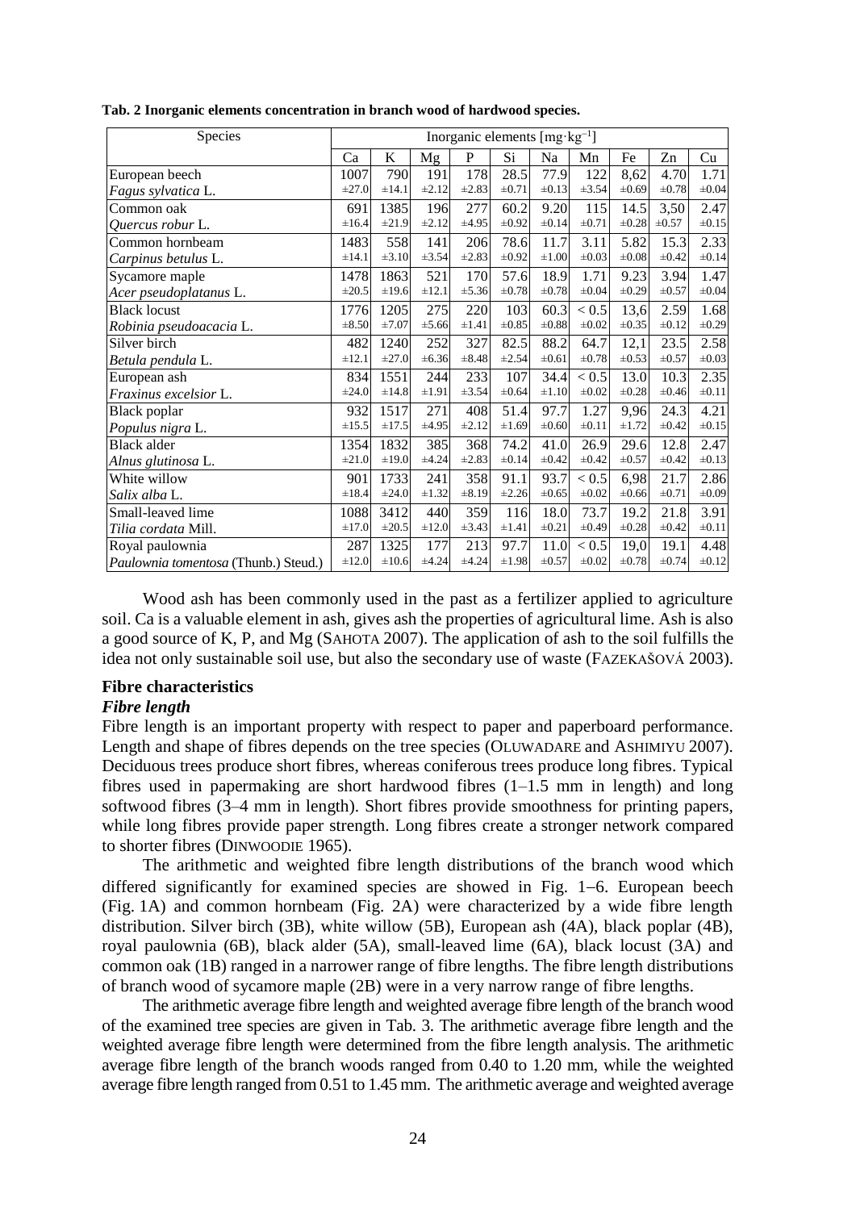**Tab. 2 Inorganic elements concentration in branch wood of hardwood species.**

| Species | Inorganic elements [mg·kg$^{-1}$] | | | | | | | | | |
|---|---|---|---|---|---|---|---|---|---|---|
| | Ca | K | Mg | P | Si | Na | Mn | Fe | Zn | Cu |
| European beech *Fagus sylvatica* L. | 1007 ±27.0 | 790 ±14.1 | 191 ±2.12 | 178 ±2.83 | 28.5 ±0.71 | 77.9 ±0.13 | 122 ±3.54 | 8,62 ±0.69 | 4.70 ±0.78 | 1.71 ±0.04 |
| Common oak *Quercus robur* L. | 691 ±16.4 | 1385 ±21.9 | 196 ±2.12 | 277 ±4.95 | 60.2 ±0.92 | 9.20 ±0.14 | 115 ±0.71 | 14.5 ±0.28 | 3,50 ±0.57 | 2.47 ±0.15 |
| Common hornbeam *Carpinus betulus* L. | 1483 ±14.1 | 558 ±3.10 | 141 ±3.54 | 206 ±2.83 | 78.6 ±0.92 | 11.7 ±1.00 | 3.11 ±0.03 | 5.82 ±0.08 | 15.3 ±0.42 | 2.33 ±0.14 |
| Sycamore maple *Acer pseudoplatanus* L. | 1478 ±20.5 | 1863 ±19.6 | 521 ±12.1 | 170 ±5.36 | 57.6 ±0.78 | 18.9 ±0.78 | 1.71 ±0.04 | 9.23 ±0.29 | 3.94 ±0.57 | 1.47 ±0.04 |
| Black locust *Robinia pseudoacacia* L. | 1776 ±8.50 | 1205 ±7.07 | 275 ±5.66 | 220 ±1.41 | 103 ±0.85 | 60.3 ±0.88 | < 0.5 ±0.02 | 13,6 ±0.35 | 2.59 ±0.12 | 1.68 ±0.29 |
| Silver birch *Betula pendula* L. | 482 ±12.1 | 1240 ±27.0 | 252 ±6.36 | 327 ±8.48 | 82.5 ±2.54 | 88.2 ±0.61 | 64.7 ±0.78 | 12,1 ±0.53 | 23.5 ±0.57 | 2.58 ±0.03 |
| European ash *Fraxinus excelsior* L. | 834 ±24.0 | 1551 ±14.8 | 244 ±1.91 | 233 ±3.54 | 107 ±0.64 | 34.4 ±1.10 | < 0.5 ±0.02 | 13.0 ±0.28 | 10.3 ±0.46 | 2.35 ±0.11 |
| Black poplar *Populus nigra* L. | 932 ±15.5 | 1517 ±17.5 | 271 ±4.95 | 408 ±2.12 | 51.4 ±1.69 | 97.7 ±0.60 | 1.27 ±0.11 | 9,96 ±1.72 | 24.3 ±0.42 | 4.21 ±0.15 |
| Black alder *Alnus glutinosa* L. | 1354 ±21.0 | 1832 ±19.0 | 385 ±4.24 | 368 ±2.83 | 74.2 ±0.14 | 41.0 ±0.42 | 26.9 ±0.42 | 29.6 ±0.57 | 12.8 ±0.42 | 2.47 ±0.13 |
| White willow *Salix alba* L. | 901 ±18.4 | 1733 ±24.0 | 241 ±1.32 | 358 ±8.19 | 91.1 ±2.26 | 93.7 ±0.65 | < 0.5 ±0.02 | 6,98 ±0.66 | 21.7 ±0.71 | 2.86 ±0.09 |
| Small-leaved lime *Tilia cordata* Mill. | 1088 ±17.0 | 3412 ±20.5 | 440 ±12.0 | 359 ±3.43 | 116 ±1.41 | 18.0 ±0.21 | 73.7 ±0.49 | 19.2 ±0.28 | 21.8 ±0.42 | 3.91 ±0.11 |
| Royal paulownia *Paulownia tomentosa* (Thunb.) Steud.) | 287 ±12.0 | 1325 ±10.6 | 177 ±4.24 | 213 ±4.24 | 97.7 ±1.98 | 11.0 ±0.57 | < 0.5 ±0.02 | 19,0 ±0.78 | 19.1 ±0.74 | 4.48 ±0.12 |

Wood ash has been commonly used in the past as a fertilizer applied to agriculture soil. Ca is a valuable element in ash, gives ash the properties of agricultural lime. Ash is also a good source of K, P, and Mg (SAHOTA 2007). The application of ash to the soil fulfills the idea not only sustainable soil use, but also the secondary use of waste (FAZEKAŠOVÁ 2003).

## Fibre characteristics

### *Fibre length*

Fibre length is an important property with respect to paper and paperboard performance. Length and shape of fibres depends on the tree species (OLUWADARE and ASHIMIYU 2007). Deciduous trees produce short fibres, whereas coniferous trees produce long fibres. Typical fibres used in papermaking are short hardwood fibres (1–1.5 mm in length) and long softwood fibres (3–4 mm in length). Short fibres provide smoothness for printing papers, while long fibres provide paper strength. Long fibres create a stronger network compared to shorter fibres (DINWOODIE 1965).

The arithmetic and weighted fibre length distributions of the branch wood which differed significantly for examined species are showed in Fig. 1–6. European beech (Fig. 1A) and common hornbeam (Fig. 2A) were characterized by a wide fibre length distribution. Silver birch (3B), white willow (5B), European ash (4A), black poplar (4B), royal paulownia (6B), black alder (5A), small-leaved lime (6A), black locust (3A) and common oak (1B) ranged in a narrower range of fibre lengths. The fibre length distributions of branch wood of sycamore maple (2B) were in a very narrow range of fibre lengths.

The arithmetic average fibre length and weighted average fibre length of the branch wood of the examined tree species are given in Tab. 3. The arithmetic average fibre length and the weighted average fibre length were determined from the fibre length analysis. The arithmetic average fibre length of the branch woods ranged from 0.40 to 1.20 mm, while the weighted average fibre length ranged from 0.51 to 1.45 mm. The arithmetic average and weighted average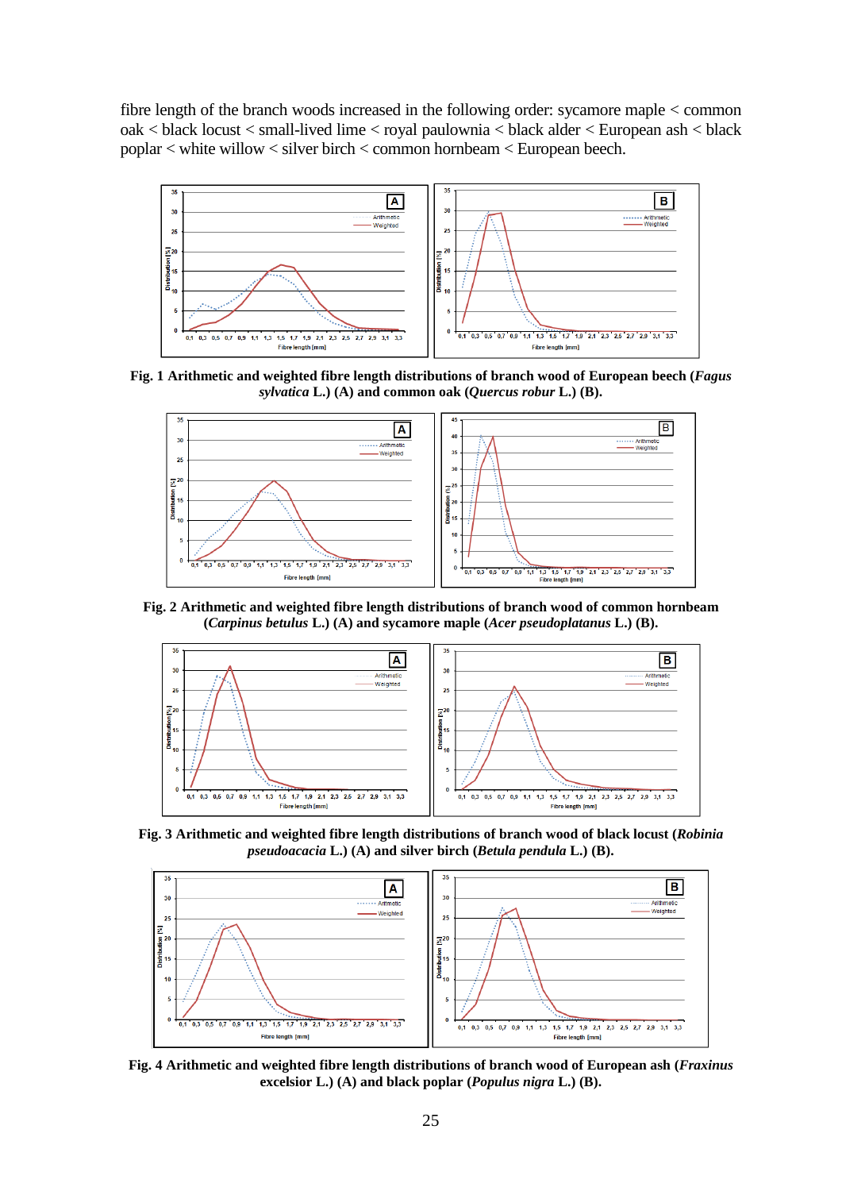fibre length of the branch woods increased in the following order: sycamore maple < common oak < black locust < small-lived lime < royal paulownia < black alder < European ash < black poplar < white willow < silver birch < common hornbeam < European beech.

**Fig. 1 Arithmetic and weighted fibre length distributions of branch wood of European beech (*Fagus sylvatica* L.) (A) and common oak (*Quercus robur* L.) (B).**

**Fig. 2 Arithmetic and weighted fibre length distributions of branch wood of common hornbeam (*Carpinus betulus* L.) (A) and sycamore maple (*Acer pseudoplatanus* L.) (B).**

**Fig. 3 Arithmetic and weighted fibre length distributions of branch wood of black locust (*Robinia pseudoacacia* L.) (A) and silver birch (*Betula pendula* L.) (B).**

**Fig. 4 Arithmetic and weighted fibre length distributions of branch wood of European ash (*Fraxinus* excelsior L.) (A) and black poplar (*Populus nigra* L.) (B).**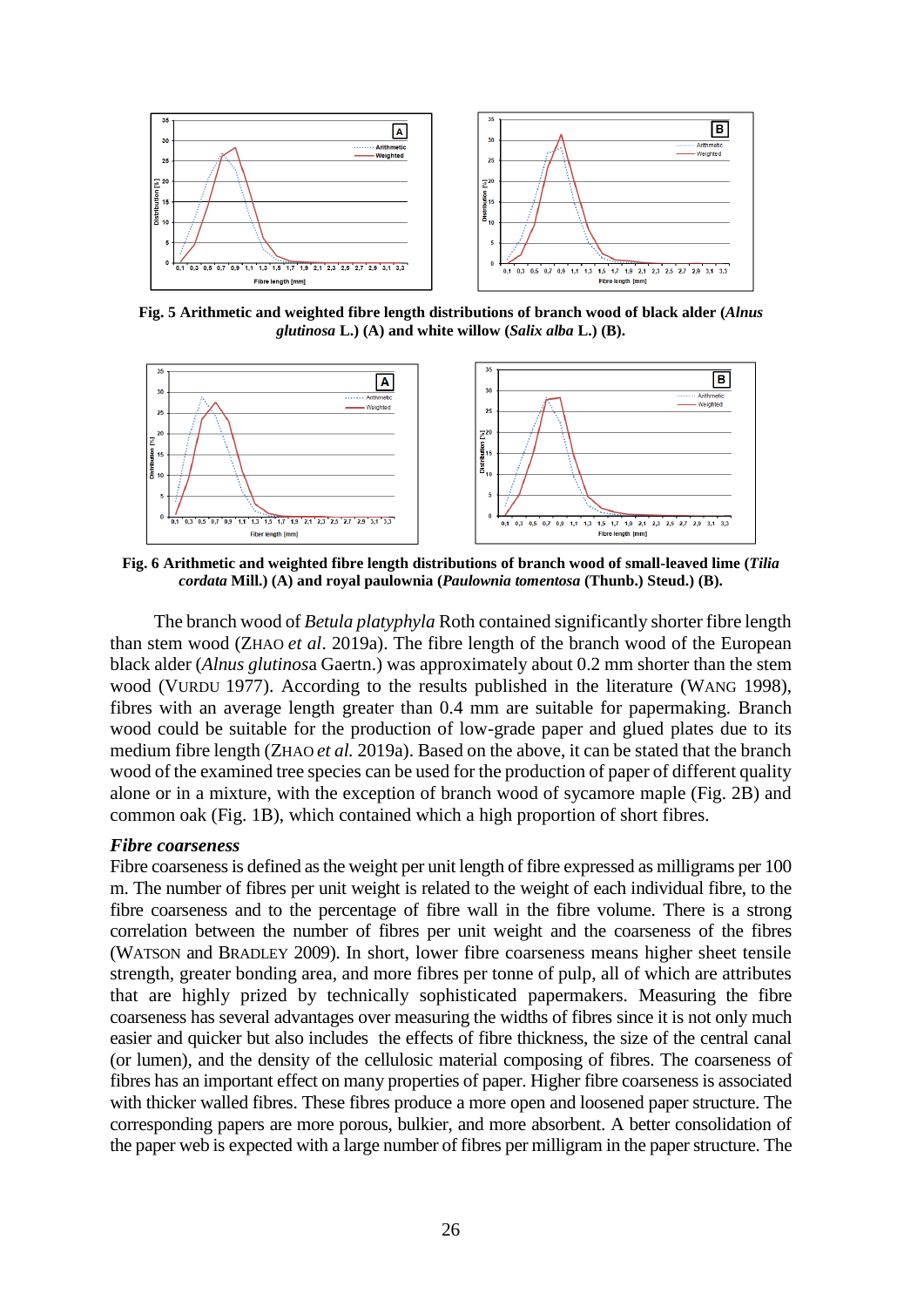**Fig. 5 Arithmetic and weighted fibre length distributions of branch wood of black alder (*Alnus glutinosa* L.) (A) and white willow (*Salix alba* L.) (B).**

**Fig. 6 Arithmetic and weighted fibre length distributions of branch wood of small-leaved lime (*Tilia cordata* Mill.) (A) and royal paulownia (*Paulownia tomentosa* (Thunb.) Steud.) (B).**

The branch wood of *Betula platyphyla* Roth contained significantly shorter fibre length than stem wood (ZHAO *et al*. 2019a). The fibre length of the branch wood of the European black alder (*Alnus glutinos*a Gaertn.) was approximately about 0.2 mm shorter than the stem wood (VURDU 1977). According to the results published in the literature (WANG 1998), fibres with an average length greater than 0.4 mm are suitable for papermaking. Branch wood could be suitable for the production of low-grade paper and glued plates due to its medium fibre length (ZHAO *et al.* 2019a). Based on the above, it can be stated that the branch wood of the examined tree species can be used for the production of paper of different quality alone or in a mixture, with the exception of branch wood of sycamore maple (Fig. 2B) and common oak (Fig. 1B), which contained which a high proportion of short fibres.

### *Fibre coarseness*

Fibre coarseness is defined as the weight per unit length of fibre expressed as milligrams per 100 m. The number of fibres per unit weight is related to the weight of each individual fibre, to the fibre coarseness and to the percentage of fibre wall in the fibre volume. There is a strong correlation between the number of fibres per unit weight and the coarseness of the fibres (WATSON and BRADLEY 2009). In short, lower fibre coarseness means higher sheet tensile strength, greater bonding area, and more fibres per tonne of pulp, all of which are attributes that are highly prized by technically sophisticated papermakers. Measuring the fibre coarseness has several advantages over measuring the widths of fibres since it is not only much easier and quicker but also includes the effects of fibre thickness, the size of the central canal (or lumen), and the density of the cellulosic material composing of fibres. The coarseness of fibres has an important effect on many properties of paper. Higher fibre coarseness is associated with thicker walled fibres. These fibres produce a more open and loosened paper structure. The corresponding papers are more porous, bulkier, and more absorbent. A better consolidation of the paper web is expected with a large number of fibres per milligram in the paper structure. The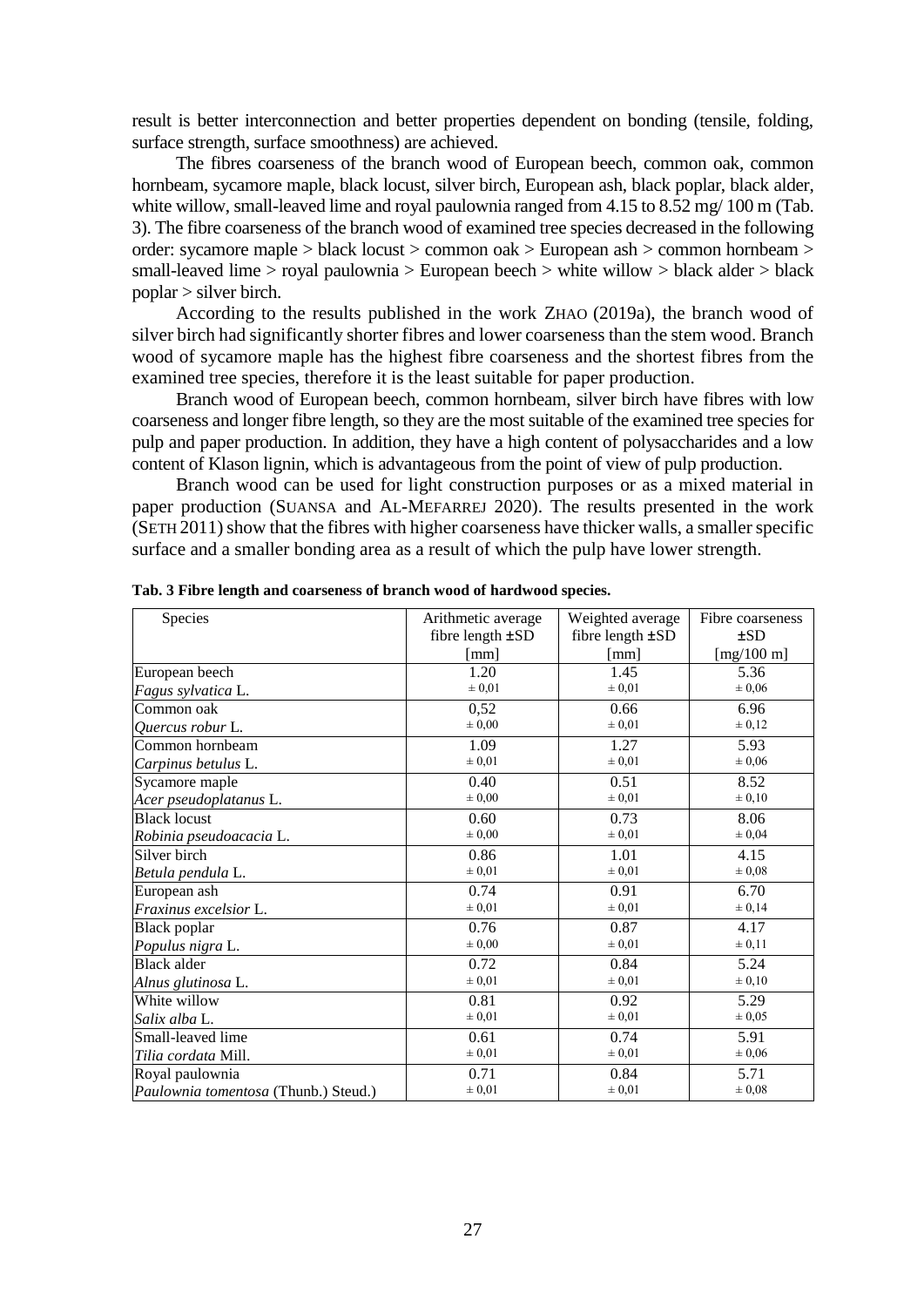result is better interconnection and better properties dependent on bonding (tensile, folding, surface strength, surface smoothness) are achieved.

The fibres coarseness of the branch wood of European beech, common oak, common hornbeam, sycamore maple, black locust, silver birch, European ash, black poplar, black alder, white willow, small-leaved lime and royal paulownia ranged from 4.15 to 8.52 mg/ 100 m (Tab. 3). The fibre coarseness of the branch wood of examined tree species decreased in the following order: sycamore maple > black locust > common oak > European ash > common hornbeam > small-leaved lime > royal paulownia > European beech > white willow > black alder > black poplar > silver birch.

According to the results published in the work ZHAO (2019a), the branch wood of silver birch had significantly shorter fibres and lower coarseness than the stem wood. Branch wood of sycamore maple has the highest fibre coarseness and the shortest fibres from the examined tree species, therefore it is the least suitable for paper production.

Branch wood of European beech, common hornbeam, silver birch have fibres with low coarseness and longer fibre length, so they are the most suitable of the examined tree species for pulp and paper production. In addition, they have a high content of polysaccharides and a low content of Klason lignin, which is advantageous from the point of view of pulp production.

Branch wood can be used for light construction purposes or as a mixed material in paper production (SUANSA and AL-MEFARREJ 2020). The results presented in the work (SETH 2011) show that the fibres with higher coarseness have thicker walls, a smaller specific surface and a smaller bonding area as a result of which the pulp have lower strength.

**Tab. 3 Fibre length and coarseness of branch wood of hardwood species.**

| Species | Arithmetic average fibre length ±SD [mm] | Weighted average fibre length ±SD [mm] | Fibre coarseness ±SD [mg/100 m] |
|---|---|---|---|
| European beech *Fagus sylvatica* L. | 1.20 ± 0,01 | 1.45 ± 0,01 | 5.36 ± 0,06 |
| Common oak *Quercus robur* L. | 0,52 ± 0,00 | 0.66 ± 0,01 | 6.96 ± 0,12 |
| Common hornbeam *Carpinus betulus* L. | 1.09 ± 0,01 | 1.27 ± 0,01 | 5.93 ± 0,06 |
| Sycamore maple *Acer pseudoplatanus* L. | 0.40 ± 0,00 | 0.51 ± 0,01 | 8.52 ± 0,10 |
| Black locust *Robinia pseudoacacia* L. | 0.60 ± 0,00 | 0.73 ± 0,01 | 8.06 ± 0,04 |
| Silver birch *Betula pendula* L. | 0.86 ± 0,01 | 1.01 ± 0,01 | 4.15 ± 0,08 |
| European ash *Fraxinus excelsior* L. | 0.74 ± 0,01 | 0.91 ± 0,01 | 6.70 ± 0,14 |
| Black poplar *Populus nigra* L. | 0.76 ± 0,00 | 0.87 ± 0,01 | 4.17 ± 0,11 |
| Black alder *Alnus glutinosa* L. | 0.72 ± 0,01 | 0.84 ± 0,01 | 5.24 ± 0,10 |
| White willow *Salix alba* L. | 0.81 ± 0,01 | 0.92 ± 0,01 | 5.29 ± 0,05 |
| Small-leaved lime *Tilia cordata* Mill. | 0.61 ± 0,01 | 0.74 ± 0,01 | 5.91 ± 0,06 |
| Royal paulownia *Paulownia tomentosa* (Thunb.) Steud.) | 0.71 ± 0,01 | 0.84 ± 0,01 | 5.71 ± 0,08 |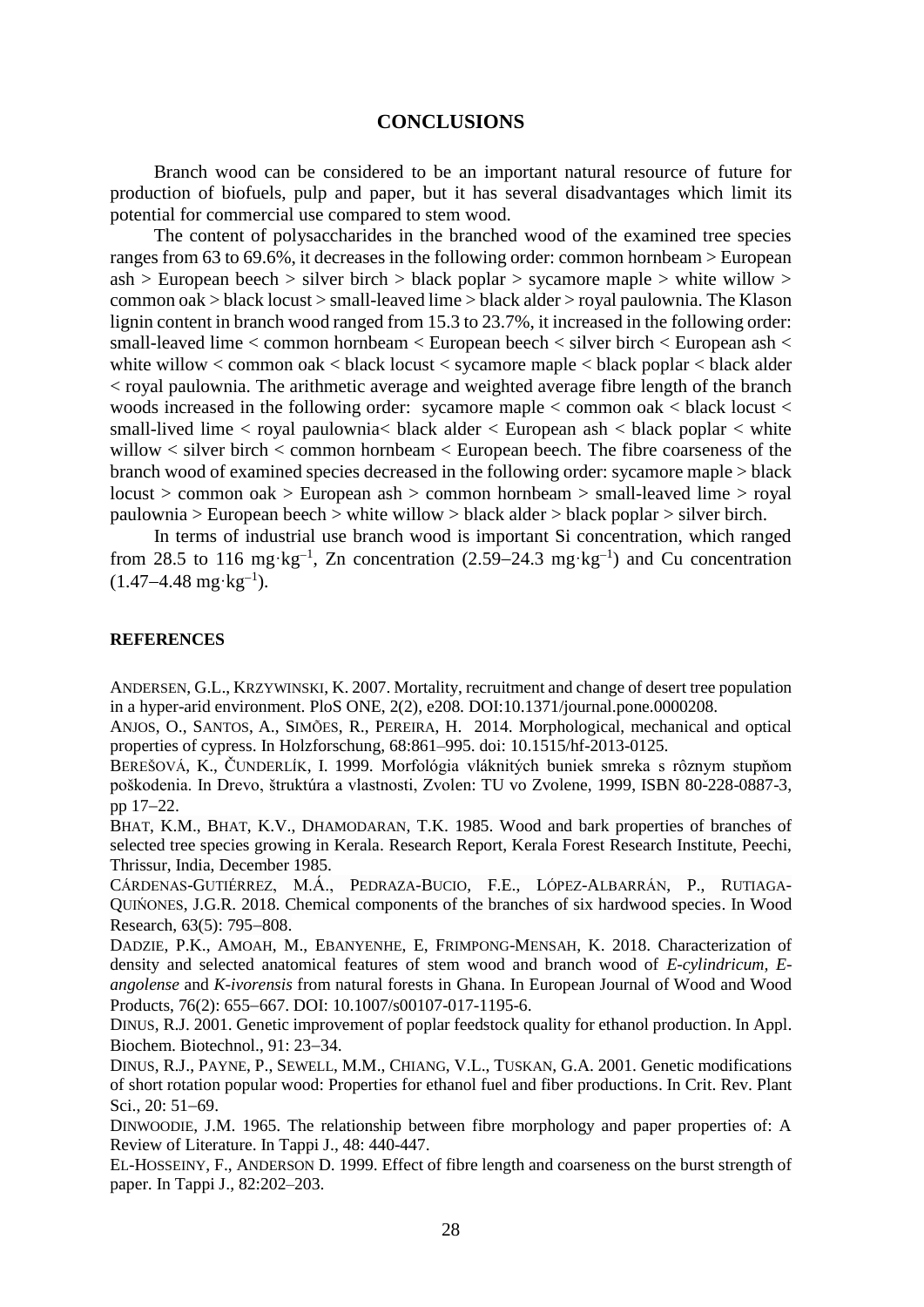## CONCLUSIONS

Branch wood can be considered to be an important natural resource of future for production of biofuels, pulp and paper, but it has several disadvantages which limit its potential for commercial use compared to stem wood.

The content of polysaccharides in the branched wood of the examined tree species ranges from 63 to 69.6%, it decreases in the following order: common hornbeam > European ash > European beech > silver birch > black poplar > sycamore maple > white willow > common oak > black locust > small-leaved lime > black alder > royal paulownia. The Klason lignin content in branch wood ranged from 15.3 to 23.7%, it increased in the following order: small-leaved lime < common hornbeam < European beech < silver birch < European ash < white willow < common oak < black locust < sycamore maple < black poplar < black alder < royal paulownia. The arithmetic average and weighted average fibre length of the branch woods increased in the following order: sycamore maple < common oak < black locust < small-lived lime < royal paulownia< black alder < European ash < black poplar < white willow < silver birch < common hornbeam < European beech. The fibre coarseness of the branch wood of examined species decreased in the following order: sycamore maple > black locust > common oak > European ash > common hornbeam > small-leaved lime > royal paulownia > European beech > white willow > black alder > black poplar > silver birch.

In terms of industrial use branch wood is important Si concentration, which ranged from 28.5 to 116 $mg \cdot kg^{-1}$, Zn concentration (2.59–24.3 $mg \cdot kg^{-1}$) and Cu concentration (1.47–4.48 $mg \cdot kg^{-1}$).

### REFERENCES

ANDERSEN, G.L., KRZYWINSKI, K. 2007. Mortality, recruitment and change of desert tree population in a hyper-arid environment. PloS ONE, 2(2), e208. DOI:10.1371/journal.pone.0000208.

ANJOS, O., SANTOS, A., SIMÕES, R., PEREIRA, H. 2014. Morphological, mechanical and optical properties of cypress. In Holzforschung, 68:861–995. doi: 10.1515/hf-2013-0125.

BEREŠOVÁ, K., ČUNDERLÍK, I. 1999. Morfológia vláknitých buniek smreka s rôznym stupňom poškodenia. In Drevo, štruktúra a vlastnosti, Zvolen: TU vo Zvolene, 1999, ISBN 80-228-0887-3, pp 17–22.

BHAT, K.M., BHAT, K.V., DHAMODARAN, T.K. 1985. Wood and bark properties of branches of selected tree species growing in Kerala. Research Report, Kerala Forest Research Institute, Peechi, Thrissur, India, December 1985.

CÁRDENAS-GUTIÉRREZ, M.Á., PEDRAZA-BUCIO, F.E., LÓPEZ-ALBARRÁN, P., RUTIAGA-QUIŃONES, J.G.R. 2018. Chemical components of the branches of six hardwood species. In Wood Research, 63(5): 795–808.

DADZIE, P.K., AMOAH, M., EBANYENHE, E, FRIMPONG-MENSAH, K. 2018. Characterization of density and selected anatomical features of stem wood and branch wood of *E-cylindricum, E-angolense* and *K-ivorensis* from natural forests in Ghana. In European Journal of Wood and Wood Products, 76(2): 655–667. DOI: 10.1007/s00107-017-1195-6.

DINUS, R.J. 2001. Genetic improvement of poplar feedstock quality for ethanol production. In Appl. Biochem. Biotechnol., 91: 23–34.

DINUS, R.J., PAYNE, P., SEWELL, M.M., CHIANG, V.L., TUSKAN, G.A. 2001. Genetic modifications of short rotation popular wood: Properties for ethanol fuel and fiber productions. In Crit. Rev. Plant Sci., 20: 51–69.

DINWOODIE, J.M. 1965. The relationship between fibre morphology and paper properties of: A Review of Literature. In Tappi J., 48: 440-447.

EL-HOSSEINY, F., ANDERSON D. 1999. Effect of fibre length and coarseness on the burst strength of paper. In Tappi J., 82:202–203.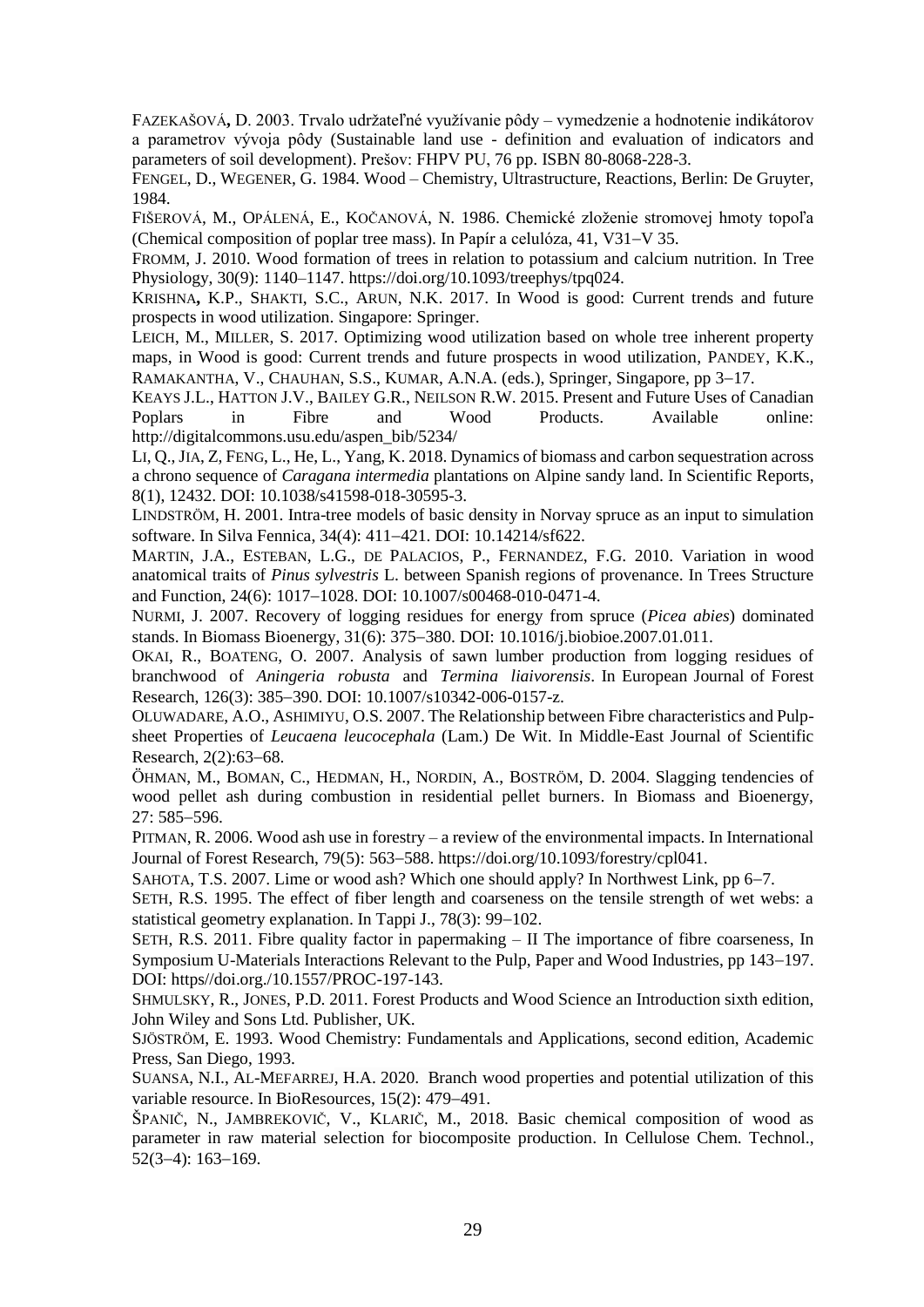FAZEKAŠOVÁ, D. 2003. Trvalo udržateľné využívanie pôdy – vymedzenie a hodnotenie indikátorov a parametrov vývoja pôdy (Sustainable land use - definition and evaluation of indicators and parameters of soil development). Prešov: FHPV PU, 76 pp. ISBN 80-8068-228-3.

FENGEL, D., WEGENER, G. 1984. Wood – Chemistry, Ultrastructure, Reactions, Berlin: De Gruyter, 1984.

FIŠEROVÁ, M., OPÁLENÁ, E., KOČANOVÁ, N. 1986. Chemické zloženie stromovej hmoty topoľa (Chemical composition of poplar tree mass). In Papír a celulóza, 41, V31–V 35.

FROMM, J. 2010. Wood formation of trees in relation to potassium and calcium nutrition. In Tree Physiology, 30(9): 1140–1147. https://doi.org/10.1093/treephys/tpq024.

KRISHNA, K.P., SHAKTI, S.C., ARUN, N.K. 2017. In Wood is good: Current trends and future prospects in wood utilization. Singapore: Springer.

LEICH, M., MILLER, S. 2017. Optimizing wood utilization based on whole tree inherent property maps, in Wood is good: Current trends and future prospects in wood utilization, PANDEY, K.K., RAMAKANTHA, V., CHAUHAN, S.S., KUMAR, A.N.A. (eds.), Springer, Singapore, pp 3–17.

KEAYS J.L., HATTON J.V., BAILEY G.R., NEILSON R.W. 2015. Present and Future Uses of Canadian Poplars in Fibre and Wood Products. Available online: http://digitalcommons.usu.edu/aspen_bib/5234/

LI, Q., JIA, Z, FENG, L., He, L., Yang, K. 2018. Dynamics of biomass and carbon sequestration across a chrono sequence of *Caragana intermedia* plantations on Alpine sandy land. In Scientific Reports, 8(1), 12432. DOI: 10.1038/s41598-018-30595-3.

LINDSTRÖM, H. 2001. Intra-tree models of basic density in Norvay spruce as an input to simulation software. In Silva Fennica, 34(4): 411–421. DOI: 10.14214/sf622.

MARTIN, J.A., ESTEBAN, L.G., DE PALACIOS, P., FERNANDEZ, F.G. 2010. Variation in wood anatomical traits of *Pinus sylvestris* L. between Spanish regions of provenance. In Trees Structure and Function, 24(6): 1017–1028. DOI: 10.1007/s00468-010-0471-4.

NURMI, J. 2007. Recovery of logging residues for energy from spruce (*Picea abies*) dominated stands. In Biomass Bioenergy, 31(6): 375–380. DOI: 10.1016/j.biobioe.2007.01.011.

OKAI, R., BOATENG, O. 2007. Analysis of sawn lumber production from logging residues of branchwood of *Aningeria robusta* and *Termina liaivorensis*. In European Journal of Forest Research, 126(3): 385–390. DOI: 10.1007/s10342-006-0157-z.

OLUWADARE, A.O., ASHIMIYU, O.S. 2007. The Relationship between Fibre characteristics and Pulp-sheet Properties of *Leucaena leucocephala* (Lam.) De Wit. In Middle-East Journal of Scientific Research, 2(2):63–68.

ÖHMAN, M., BOMAN, C., HEDMAN, H., NORDIN, A., BOSTRÖM, D. 2004. Slagging tendencies of wood pellet ash during combustion in residential pellet burners. In Biomass and Bioenergy, 27: 585–596.

PITMAN, R. 2006. Wood ash use in forestry – a review of the environmental impacts. In International Journal of Forest Research, 79(5): 563–588. https://doi.org/10.1093/forestry/cpl041.

SAHOTA, T.S. 2007. Lime or wood ash? Which one should apply? In Northwest Link, pp 6–7.

SETH, R.S. 1995. The effect of fiber length and coarseness on the tensile strength of wet webs: a statistical geometry explanation. In Tappi J., 78(3): 99–102.

SETH, R.S. 2011. Fibre quality factor in papermaking – II The importance of fibre coarseness, In Symposium U-Materials Interactions Relevant to the Pulp, Paper and Wood Industries, pp 143–197. DOI: https//doi.org./10.1557/PROC-197-143.

SHMULSKY, R., JONES, P.D. 2011. Forest Products and Wood Science an Introduction sixth edition, John Wiley and Sons Ltd. Publisher, UK.

SJÖSTRÖM, E. 1993. Wood Chemistry: Fundamentals and Applications, second edition, Academic Press, San Diego, 1993.

SUANSA, N.I., AL-MEFARREJ, H.A. 2020. Branch wood properties and potential utilization of this variable resource. In BioResources, 15(2): 479–491.

ŠPANIČ, N., JAMBREKOVIČ, V., KLARIČ, M., 2018. Basic chemical composition of wood as parameter in raw material selection for biocomposite production. In Cellulose Chem. Technol., 52(3–4): 163–169.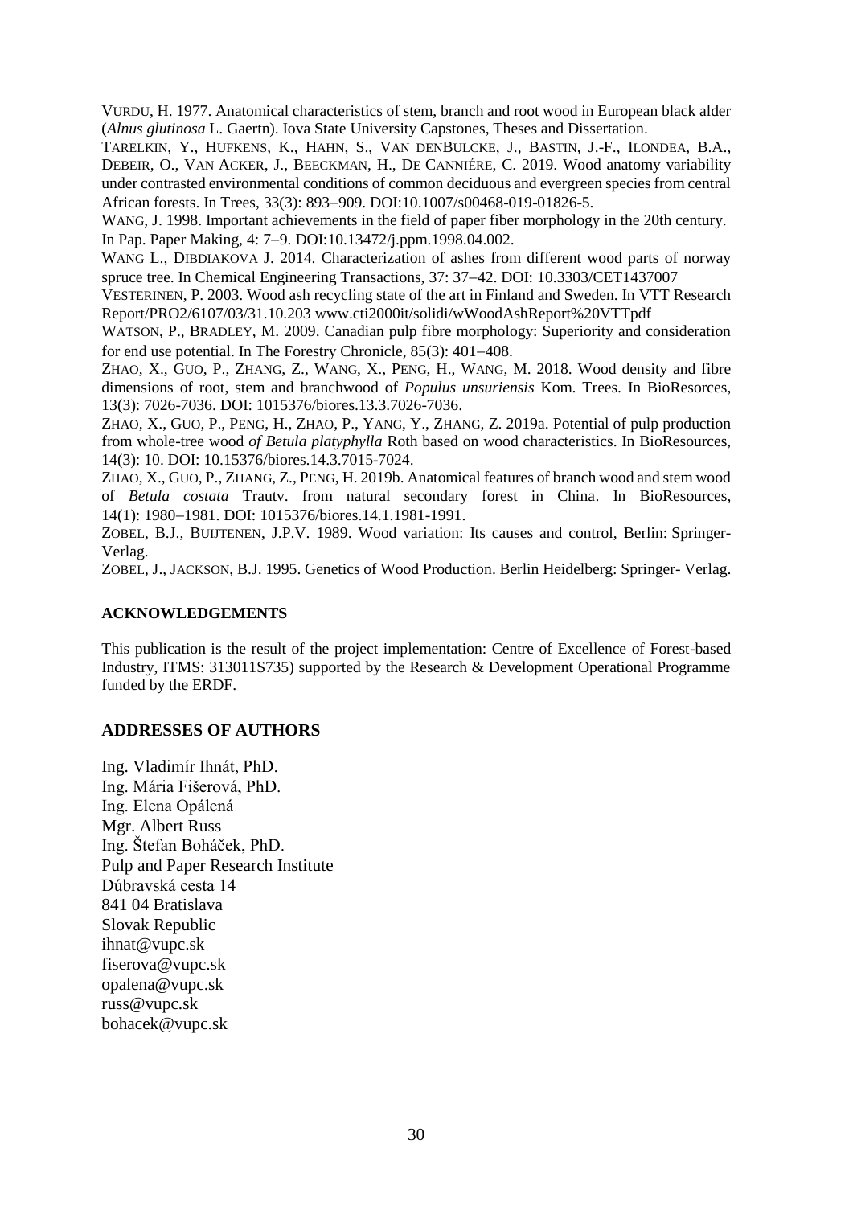VURDU, H. 1977. Anatomical characteristics of stem, branch and root wood in European black alder (*Alnus glutinosa* L. Gaertn). Iova State University Capstones, Theses and Dissertation.

TARELKIN, Y., HUFKENS, K., HAHN, S., VAN DENBULCKE, J., BASTIN, J.-F., ILONDEA, B.A., DEBEIR, O., VAN ACKER, J., BEECKMAN, H., DE CANNIÉRE, C. 2019. Wood anatomy variability under contrasted environmental conditions of common deciduous and evergreen species from central African forests. In Trees, 33(3): 893–909. DOI:10.1007/s00468-019-01826-5.

WANG, J. 1998. Important achievements in the field of paper fiber morphology in the 20th century. In Pap. Paper Making, 4: 7–9. DOI:10.13472/j.ppm.1998.04.002.

WANG L., DIBDIAKOVA J. 2014. Characterization of ashes from different wood parts of norway spruce tree. In Chemical Engineering Transactions, 37: 37–42. DOI: 10.3303/CET1437007

VESTERINEN, P. 2003. Wood ash recycling state of the art in Finland and Sweden. In VTT Research Report/PRO2/6107/03/31.10.203 www.cti2000it/solidi/wWoodAshReport%20VTTpdf

WATSON, P., BRADLEY, M. 2009. Canadian pulp fibre morphology: Superiority and consideration for end use potential. In The Forestry Chronicle, 85(3): 401–408.

ZHAO, X., GUO, P., ZHANG, Z., WANG, X., PENG, H., WANG, M. 2018. Wood density and fibre dimensions of root, stem and branchwood of *Populus unsuriensis* Kom. Trees. In BioResorces, 13(3): 7026-7036. DOI: 1015376/biores.13.3.7026-7036.

ZHAO, X., GUO, P., PENG, H., ZHAO, P., YANG, Y., ZHANG, Z. 2019a. Potential of pulp production from whole-tree wood *of Betula platyphylla* Roth based on wood characteristics. In BioResources, 14(3): 10. DOI: 10.15376/biores.14.3.7015-7024.

ZHAO, X., GUO, P., ZHANG, Z., PENG, H. 2019b. Anatomical features of branch wood and stem wood of *Betula costata* Trautv. from natural secondary forest in China. In BioResources, 14(1): 1980–1981. DOI: 1015376/biores.14.1.1981-1991.

ZOBEL, B.J., BUIJTENEN, J.P.V. 1989. Wood variation: Its causes and control, Berlin: Springer-Verlag.

ZOBEL, J., JACKSON, B.J. 1995. Genetics of Wood Production. Berlin Heidelberg: Springer- Verlag.

## ACKNOWLEDGEMENTS

This publication is the result of the project implementation: Centre of Excellence of Forest-based Industry, ITMS: 313011S735) supported by the Research & Development Operational Programme funded by the ERDF.

## ADDRESSES OF AUTHORS

Ing. Vladimír Ihnát, PhD.
Ing. Mária Fišerová, PhD.
Ing. Elena Opálená
Mgr. Albert Russ
Ing. Štefan Boháček, PhD.
Pulp and Paper Research Institute
Dúbravská cesta 14
841 04 Bratislava
Slovak Republic
ihnat@vupc.sk
fiserova@vupc.sk
opalena@vupc.sk
russ@vupc.sk
bohacek@vupc.sk